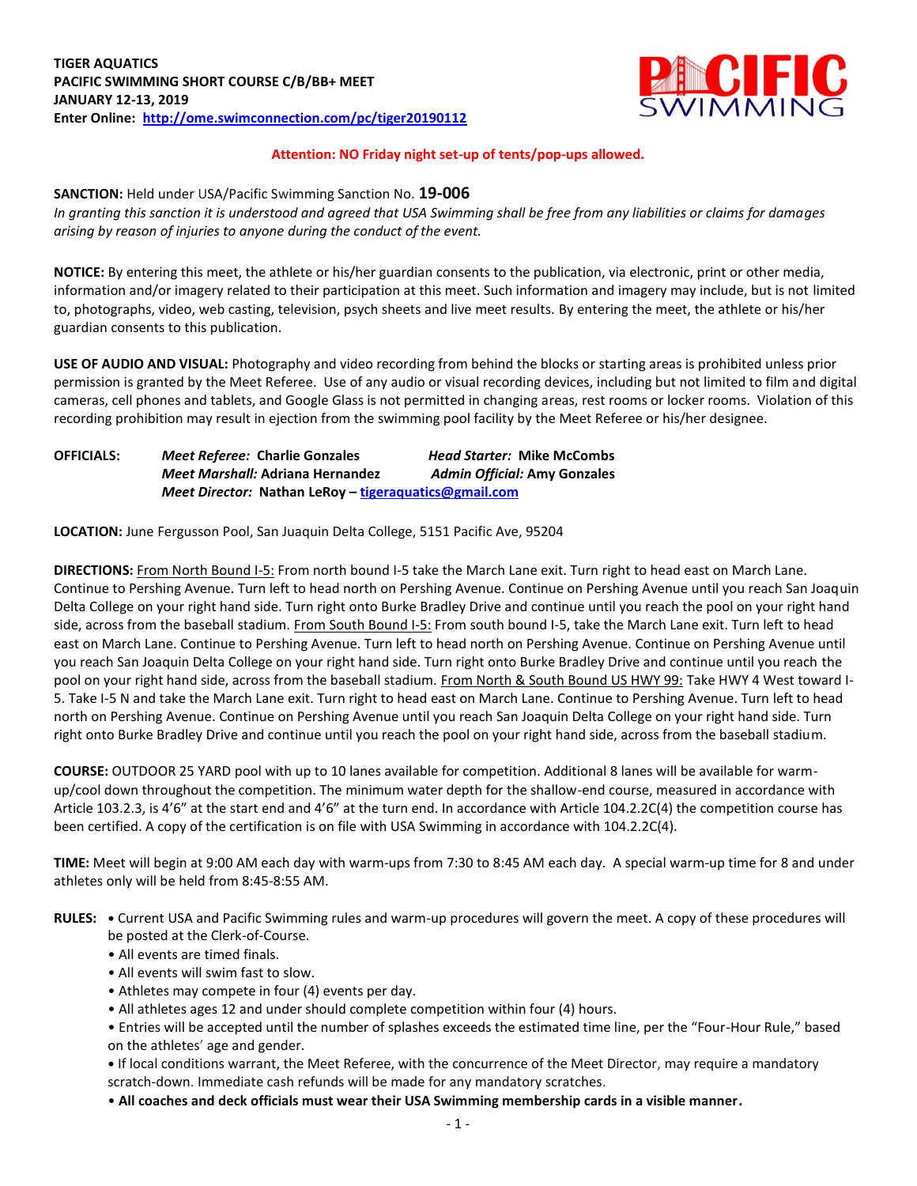**TIGER AQUATICS**
**PACIFIC SWIMMING SHORT COURSE C/B/BB+ MEET**
**JANUARY 12-13, 2019**
**Enter Online: [http://ome.swimconnection.com/pc/tiger20190112](http://ome.swimconnection.com/pc/tiger20190112)**

**Attention: NO Friday night set-up of tents/pop-ups allowed.**

**SANCTION:** Held under USA/Pacific Swimming Sanction No. **19-006**
*In granting this sanction it is understood and agreed that USA Swimming shall be free from any liabilities or claims for damages arising by reason of injuries to anyone during the conduct of the event.*

**NOTICE:** By entering this meet, the athlete or his/her guardian consents to the publication, via electronic, print or other media, information and/or imagery related to their participation at this meet. Such information and imagery may include, but is not limited to, photographs, video, web casting, television, psych sheets and live meet results. By entering the meet, the athlete or his/her guardian consents to this publication.

**USE OF AUDIO AND VISUAL:** Photography and video recording from behind the blocks or starting areas is prohibited unless prior permission is granted by the Meet Referee. Use of any audio or visual recording devices, including but not limited to film and digital cameras, cell phones and tablets, and Google Glass is not permitted in changing areas, rest rooms or locker rooms. Violation of this recording prohibition may result in ejection from the swimming pool facility by the Meet Referee or his/her designee.

**OFFICIALS:**
*Meet Referee:* **Charlie Gonzales** *Head Starter:* **Mike McCombs**
*Meet Marshall:* **Adriana Hernandez** *Admin Official:* **Amy Gonzales**
*Meet Director:* **Nathan LeRoy – [tigeraquatics@gmail.com](mailto:tigeraquatics@gmail.com)**

**LOCATION:** June Fergusson Pool, San Juaquin Delta College, 5151 Pacific Ave, 95204

**DIRECTIONS:** From North Bound I-5: From north bound I-5 take the March Lane exit. Turn right to head east on March Lane. Continue to Pershing Avenue. Turn left to head north on Pershing Avenue. Continue on Pershing Avenue until you reach San Joaquin Delta College on your right hand side. Turn right onto Burke Bradley Drive and continue until you reach the pool on your right hand side, across from the baseball stadium. From South Bound I-5: From south bound I-5, take the March Lane exit. Turn left to head east on March Lane. Continue to Pershing Avenue. Turn left to head north on Pershing Avenue. Continue on Pershing Avenue until you reach San Joaquin Delta College on your right hand side. Turn right onto Burke Bradley Drive and continue until you reach the pool on your right hand side, across from the baseball stadium. From North & South Bound US HWY 99: Take HWY 4 West toward I-5. Take I-5 N and take the March Lane exit. Turn right to head east on March Lane. Continue to Pershing Avenue. Turn left to head north on Pershing Avenue. Continue on Pershing Avenue until you reach San Joaquin Delta College on your right hand side. Turn right onto Burke Bradley Drive and continue until you reach the pool on your right hand side, across from the baseball stadium.

**COURSE:** OUTDOOR 25 YARD pool with up to 10 lanes available for competition. Additional 8 lanes will be available for warm-up/cool down throughout the competition. The minimum water depth for the shallow-end course, measured in accordance with Article 103.2.3, is 4'6" at the start end and 4'6" at the turn end. In accordance with Article 104.2.2C(4) the competition course has been certified. A copy of the certification is on file with USA Swimming in accordance with 104.2.2C(4).

**TIME:** Meet will begin at 9:00 AM each day with warm-ups from 7:30 to 8:45 AM each day. A special warm-up time for 8 and under athletes only will be held from 8:45-8:55 AM.

**RULES:**
- Current USA and Pacific Swimming rules and warm-up procedures will govern the meet. A copy of these procedures will be posted at the Clerk-of-Course.
- All events are timed finals.
- All events will swim fast to slow.
- Athletes may compete in four (4) events per day.
- All athletes ages 12 and under should complete competition within four (4) hours.
- Entries will be accepted until the number of splashes exceeds the estimated time line, per the "Four-Hour Rule," based on the athletes' age and gender.
- If local conditions warrant, the Meet Referee, with the concurrence of the Meet Director, may require a mandatory scratch-down. Immediate cash refunds will be made for any mandatory scratches.
- **All coaches and deck officials must wear their USA Swimming membership cards in a visible manner.**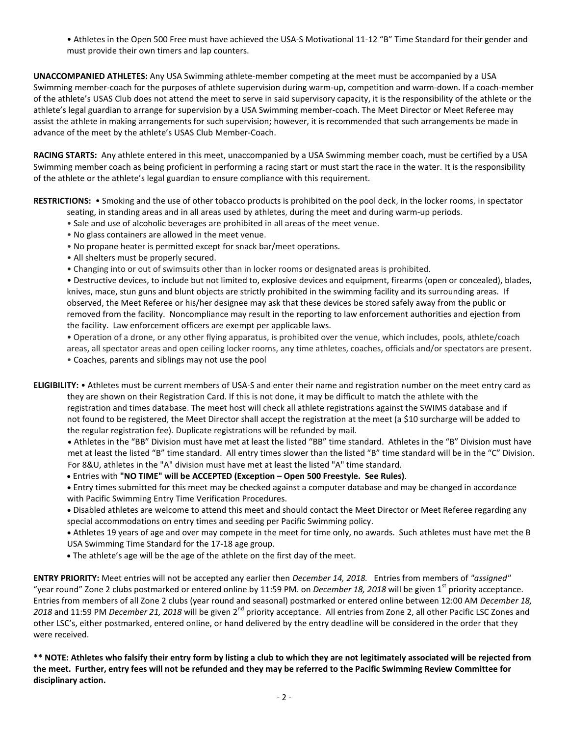• Athletes in the Open 500 Free must have achieved the USA-S Motivational 11-12 "B" Time Standard for their gender and must provide their own timers and lap counters.

**UNACCOMPANIED ATHLETES:** Any USA Swimming athlete-member competing at the meet must be accompanied by a USA Swimming member-coach for the purposes of athlete supervision during warm-up, competition and warm-down. If a coach-member of the athlete's USAS Club does not attend the meet to serve in said supervisory capacity, it is the responsibility of the athlete or the athlete's legal guardian to arrange for supervision by a USA Swimming member-coach. The Meet Director or Meet Referee may assist the athlete in making arrangements for such supervision; however, it is recommended that such arrangements be made in advance of the meet by the athlete's USAS Club Member-Coach.

**RACING STARTS:** Any athlete entered in this meet, unaccompanied by a USA Swimming member coach, must be certified by a USA Swimming member coach as being proficient in performing a racing start or must start the race in the water. It is the responsibility of the athlete or the athlete's legal guardian to ensure compliance with this requirement.

**RESTRICTIONS:** • Smoking and the use of other tobacco products is prohibited on the pool deck, in the locker rooms, in spectator seating, in standing areas and in all areas used by athletes, during the meet and during warm-up periods.

• Sale and use of alcoholic beverages are prohibited in all areas of the meet venue.
• No glass containers are allowed in the meet venue.
• No propane heater is permitted except for snack bar/meet operations.
• All shelters must be properly secured.
• Changing into or out of swimsuits other than in locker rooms or designated areas is prohibited.
• Destructive devices, to include but not limited to, explosive devices and equipment, firearms (open or concealed), blades, knives, mace, stun guns and blunt objects are strictly prohibited in the swimming facility and its surrounding areas. If observed, the Meet Referee or his/her designee may ask that these devices be stored safely away from the public or removed from the facility. Noncompliance may result in the reporting to law enforcement authorities and ejection from the facility. Law enforcement officers are exempt per applicable laws.
• Operation of a drone, or any other flying apparatus, is prohibited over the venue, which includes, pools, athlete/coach areas, all spectator areas and open ceiling locker rooms, any time athletes, coaches, officials and/or spectators are present.
• Coaches, parents and siblings may not use the pool

**ELIGIBILITY:** • Athletes must be current members of USA-S and enter their name and registration number on the meet entry card as they are shown on their Registration Card. If this is not done, it may be difficult to match the athlete with the registration and times database. The meet host will check all athlete registrations against the SWIMS database and if not found to be registered, the Meet Director shall accept the registration at the meet (a $10 surcharge will be added to the regular registration fee). Duplicate registrations will be refunded by mail.

• Athletes in the "BB" Division must have met at least the listed "BB" time standard. Athletes in the "B" Division must have met at least the listed "B" time standard. All entry times slower than the listed "B" time standard will be in the "C" Division. For 8&U, athletes in the "A" division must have met at least the listed "A" time standard.
• Entries with **"NO TIME" will be ACCEPTED (Exception – Open 500 Freestyle. See Rules)**.
• Entry times submitted for this meet may be checked against a computer database and may be changed in accordance with Pacific Swimming Entry Time Verification Procedures.
• Disabled athletes are welcome to attend this meet and should contact the Meet Director or Meet Referee regarding any special accommodations on entry times and seeding per Pacific Swimming policy.
• Athletes 19 years of age and over may compete in the meet for time only, no awards. Such athletes must have met the B USA Swimming Time Standard for the 17-18 age group.
• The athlete's age will be the age of the athlete on the first day of the meet.

**ENTRY PRIORITY:** Meet entries will not be accepted any earlier then *December 14, 2018.* Entries from members of *"assigned"* "year round" Zone 2 clubs postmarked or entered online by 11:59 PM. on *December 18, 2018* will be given 1st priority acceptance. Entries from members of all Zone 2 clubs (year round and seasonal) postmarked or entered online between 12:00 AM *December 18, 2018* and 11:59 PM *December 21, 2018* will be given 2nd priority acceptance. All entries from Zone 2, all other Pacific LSC Zones and other LSC's, either postmarked, entered online, or hand delivered by the entry deadline will be considered in the order that they were received.

**\*\* NOTE: Athletes who falsify their entry form by listing a club to which they are not legitimately associated will be rejected from the meet. Further, entry fees will not be refunded and they may be referred to the Pacific Swimming Review Committee for disciplinary action.**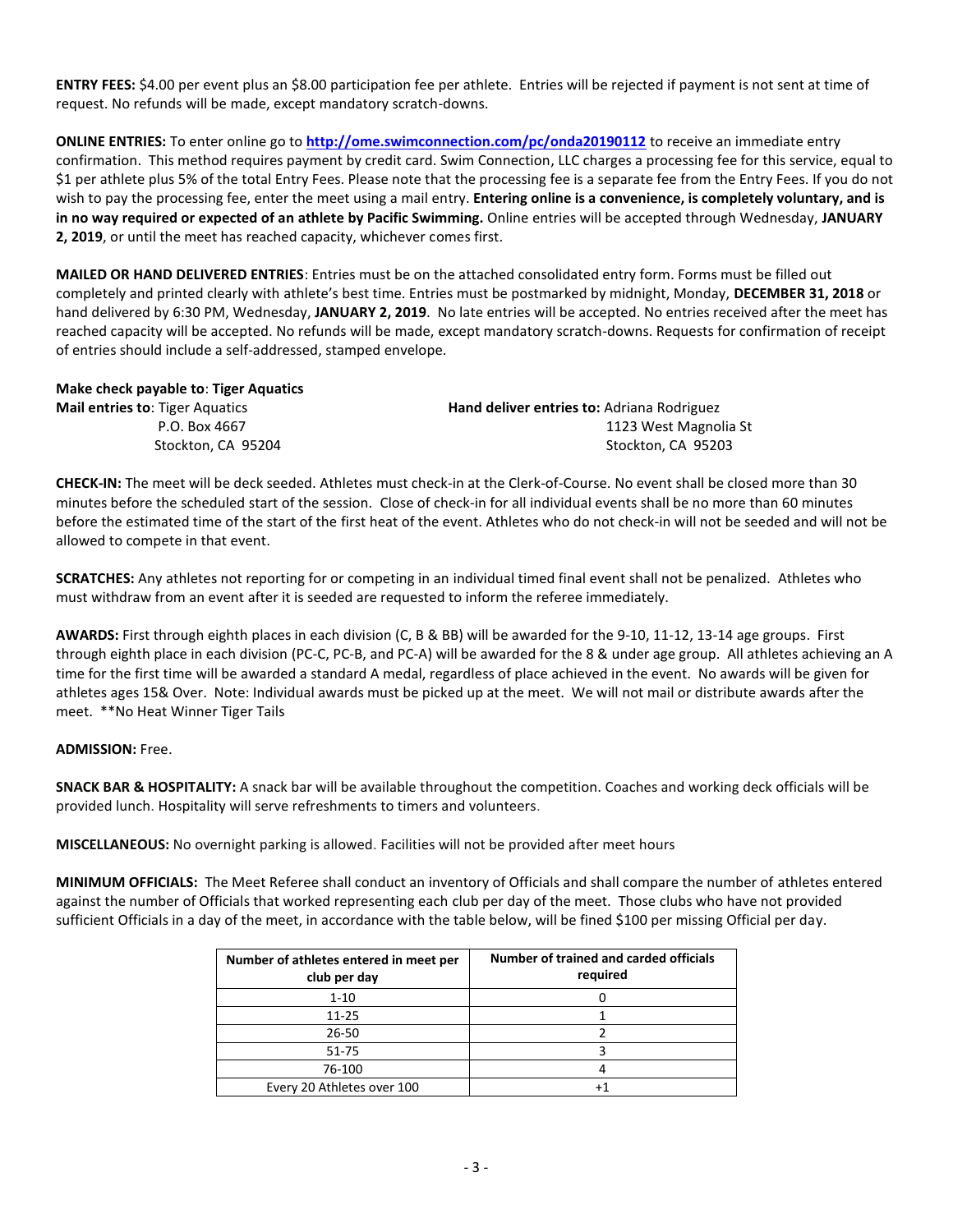**ENTRY FEES:** $4.00 per event plus an $8.00 participation fee per athlete. Entries will be rejected if payment is not sent at time of request. No refunds will be made, except mandatory scratch-downs.

**ONLINE ENTRIES:** To enter online go to **http://ome.swimconnection.com/pc/onda20190112** to receive an immediate entry confirmation. This method requires payment by credit card. Swim Connection, LLC charges a processing fee for this service, equal to $1 per athlete plus 5% of the total Entry Fees. Please note that the processing fee is a separate fee from the Entry Fees. If you do not wish to pay the processing fee, enter the meet using a mail entry. **Entering online is a convenience, is completely voluntary, and is in no way required or expected of an athlete by Pacific Swimming.** Online entries will be accepted through Wednesday, **JANUARY 2, 2019**, or until the meet has reached capacity, whichever comes first.

**MAILED OR HAND DELIVERED ENTRIES**: Entries must be on the attached consolidated entry form. Forms must be filled out completely and printed clearly with athlete's best time. Entries must be postmarked by midnight, Monday, **DECEMBER 31, 2018** or hand delivered by 6:30 PM, Wednesday, **JANUARY 2, 2019**. No late entries will be accepted. No entries received after the meet has reached capacity will be accepted. No refunds will be made, except mandatory scratch-downs. Requests for confirmation of receipt of entries should include a self-addressed, stamped envelope.

**Make check payable to**: **Tiger Aquatics**

**Mail entries to**: Tiger Aquatics
P.O. Box 4667
Stockton, CA 95204

**Hand deliver entries to:** Adriana Rodriguez
1123 West Magnolia St
Stockton, CA 95203

**CHECK-IN:** The meet will be deck seeded. Athletes must check-in at the Clerk-of-Course. No event shall be closed more than 30 minutes before the scheduled start of the session. Close of check-in for all individual events shall be no more than 60 minutes before the estimated time of the start of the first heat of the event. Athletes who do not check-in will not be seeded and will not be allowed to compete in that event.

**SCRATCHES:** Any athletes not reporting for or competing in an individual timed final event shall not be penalized. Athletes who must withdraw from an event after it is seeded are requested to inform the referee immediately.

**AWARDS:** First through eighth places in each division (C, B & BB) will be awarded for the 9-10, 11-12, 13-14 age groups. First through eighth place in each division (PC-C, PC-B, and PC-A) will be awarded for the 8 & under age group. All athletes achieving an A time for the first time will be awarded a standard A medal, regardless of place achieved in the event. No awards will be given for athletes ages 15& Over. Note: Individual awards must be picked up at the meet. We will not mail or distribute awards after the meet. **No Heat Winner Tiger Tails

**ADMISSION:** Free.

**SNACK BAR & HOSPITALITY:** A snack bar will be available throughout the competition. Coaches and working deck officials will be provided lunch. Hospitality will serve refreshments to timers and volunteers.

**MISCELLANEOUS:** No overnight parking is allowed. Facilities will not be provided after meet hours

**MINIMUM OFFICIALS:** The Meet Referee shall conduct an inventory of Officials and shall compare the number of athletes entered against the number of Officials that worked representing each club per day of the meet. Those clubs who have not provided sufficient Officials in a day of the meet, in accordance with the table below, will be fined $100 per missing Official per day.

| Number of athletes entered in meet per club per day | Number of trained and carded officials required |
|---|---|
| 1-10 | 0 |
| 11-25 | 1 |
| 26-50 | 2 |
| 51-75 | 3 |
| 76-100 | 4 |
| Every 20 Athletes over 100 | +1 |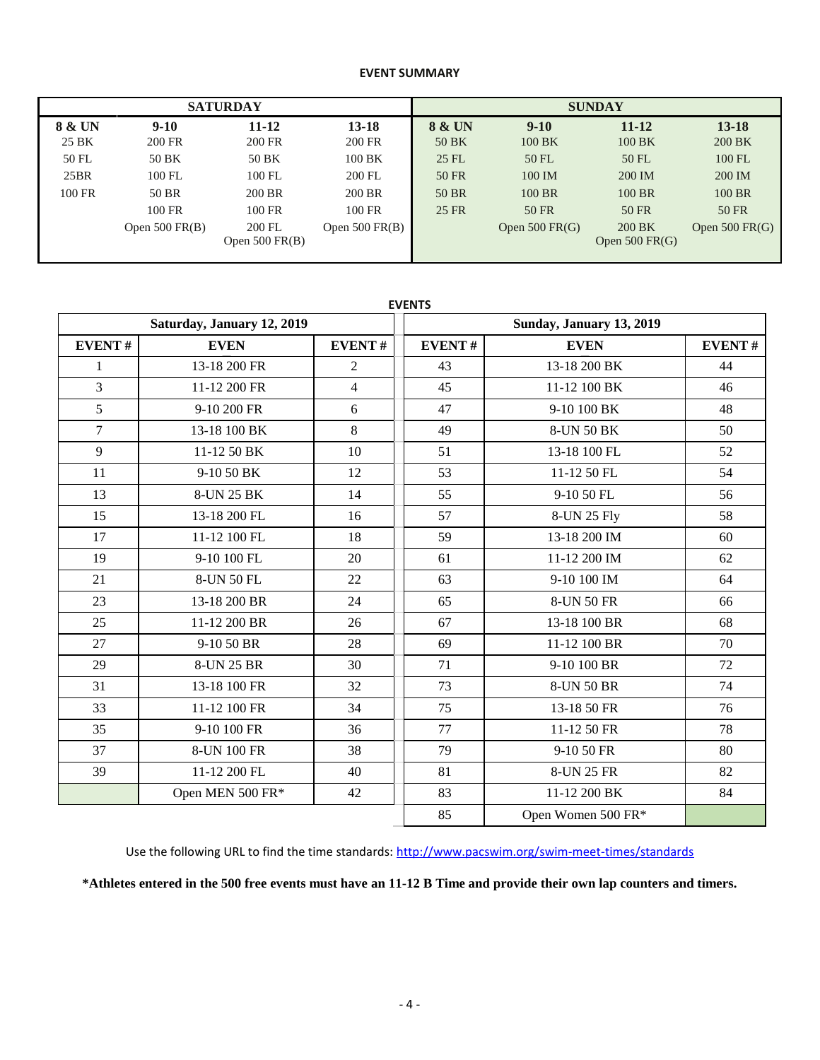**EVENT SUMMARY**

| SATURDAY | | | | SUNDAY | | | |
|---|---|---|---|---|---|---|---|
| **8 & UN** | **9-10** | **11-12** | **13-18** | **8 & UN** | **9-10** | **11-12** | **13-18** |
| 25 BK | 200 FR | 200 FR | 200 FR | 50 BK | 100 BK | 100 BK | 200 BK |
| 50 FL | 50 BK | 50 BK | 100 BK | 25 FL | 50 FL | 50 FL | 100 FL |
| 25BR | 100 FL | 100 FL | 200 FL | 50 FR | 100 IM | 200 IM | 200 IM |
| 100 FR | 50 BR | 200 BR | 200 BR | 50 BR | 100 BR | 100 BR | 100 BR |
| | 100 FR | 100 FR | 100 FR | 25 FR | 50 FR | 50 FR | 50 FR |
| | Open 500 FR(B) | 200 FL<br>Open 500 FR(B) | Open 500 FR(B) | | Open 500 FR(G) | 200 BK<br>Open 500 FR(G) | Open 500 FR(G) |

**EVENTS**

| Saturday, January 12, 2019 | | | Sunday, January 13, 2019 | | |
|---|---|---|---|---|---|
| **EVENT #** | **EVEN** | **EVENT #** | **EVENT #** | **EVEN** | **EVENT #** |
| 1 | 13-18 200 FR | 2 | 43 | 13-18 200 BK | 44 |
| 3 | 11-12 200 FR | 4 | 45 | 11-12 100 BK | 46 |
| 5 | 9-10 200 FR | 6 | 47 | 9-10 100 BK | 48 |
| 7 | 13-18 100 BK | 8 | 49 | 8-UN 50 BK | 50 |
| 9 | 11-12 50 BK | 10 | 51 | 13-18 100 FL | 52 |
| 11 | 9-10 50 BK | 12 | 53 | 11-12 50 FL | 54 |
| 13 | 8-UN 25 BK | 14 | 55 | 9-10 50 FL | 56 |
| 15 | 13-18 200 FL | 16 | 57 | 8-UN 25 Fly | 58 |
| 17 | 11-12 100 FL | 18 | 59 | 13-18 200 IM | 60 |
| 19 | 9-10 100 FL | 20 | 61 | 11-12 200 IM | 62 |
| 21 | 8-UN 50 FL | 22 | 63 | 9-10 100 IM | 64 |
| 23 | 13-18 200 BR | 24 | 65 | 8-UN 50 FR | 66 |
| 25 | 11-12 200 BR | 26 | 67 | 13-18 100 BR | 68 |
| 27 | 9-10 50 BR | 28 | 69 | 11-12 100 BR | 70 |
| 29 | 8-UN 25 BR | 30 | 71 | 9-10 100 BR | 72 |
| 31 | 13-18 100 FR | 32 | 73 | 8-UN 50 BR | 74 |
| 33 | 11-12 100 FR | 34 | 75 | 13-18 50 FR | 76 |
| 35 | 9-10 100 FR | 36 | 77 | 11-12 50 FR | 78 |
| 37 | 8-UN 100 FR | 38 | 79 | 9-10 50 FR | 80 |
| 39 | 11-12 200 FL | 40 | 81 | 8-UN 25 FR | 82 |
| | Open MEN 500 FR* | 42 | 83 | 11-12 200 BK | 84 |
| | | | 85 | Open Women 500 FR* | |

Use the following URL to find the time standards: http://www.pacswim.org/swim-meet-times/standards

**\*Athletes entered in the 500 free events must have an 11-12 B Time and provide their own lap counters and timers.**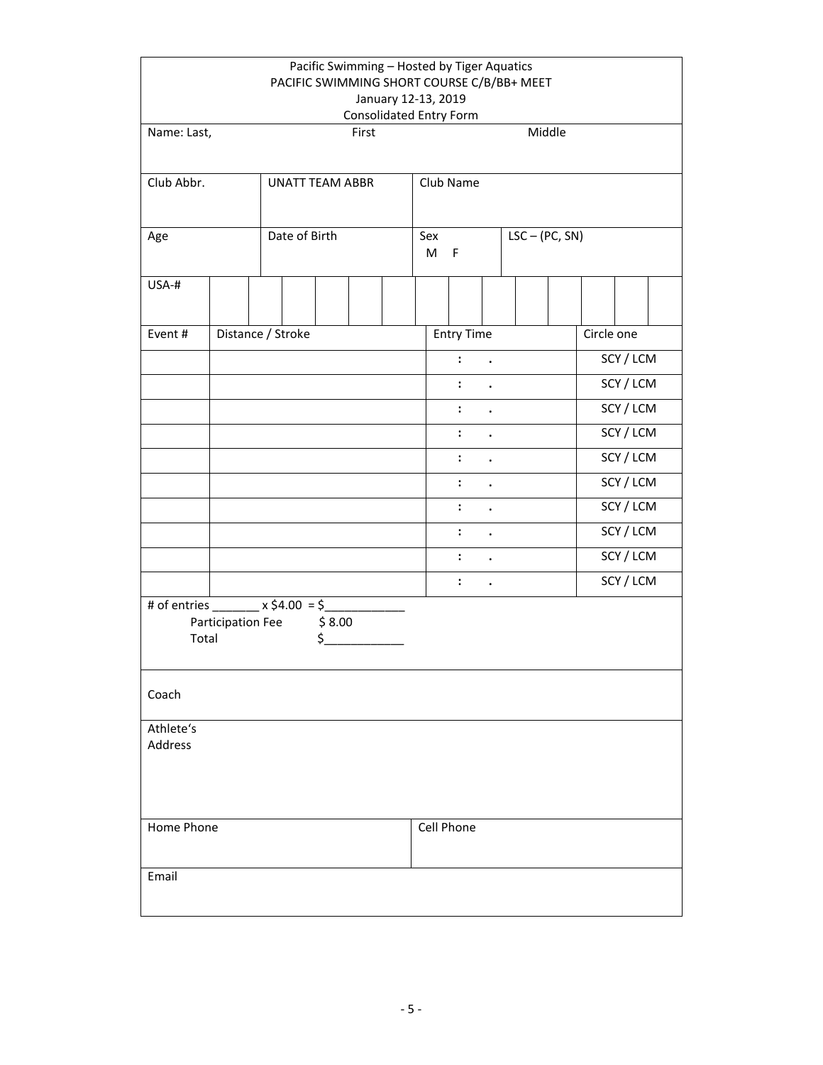Pacific Swimming – Hosted by Tiger Aquatics

PACIFIC SWIMMING SHORT COURSE C/B/BB+ MEET

January 12-13, 2019

Consolidated Entry Form

| Name: Last, | First | Middle |
|---|---|---|
| | | |

| Club Abbr. | UNATT TEAM ABBR | Club Name |
|---|---|---|
| | | |

| Age | Date of Birth | Sex M F | LSC – (PC, SN) |
|---|---|---|---|
| | | | |

| USA-# | | | | | | | | | | | | | | |
|---|---|---|---|---|---|---|---|---|---|---|---|---|---|---|
| | | | | | | | | | | | | | | |

| Event # | Distance / Stroke | Entry Time | Circle one |
|---|---|---|---|
| | | : . | SCY / LCM |
| | | : . | SCY / LCM |
| | | : . | SCY / LCM |
| | | : . | SCY / LCM |
| | | : . | SCY / LCM |
| | | : . | SCY / LCM |
| | | : . | SCY / LCM |
| | | : . | SCY / LCM |
| | | : . | SCY / LCM |
| | | : . | SCY / LCM |

# of entries _______ x $4.00 = $____________

Participation Fee $ 8.00

Total $____________

Coach

Athlete's Address

| Home Phone | Cell Phone |
|---|---|
| | |

Email